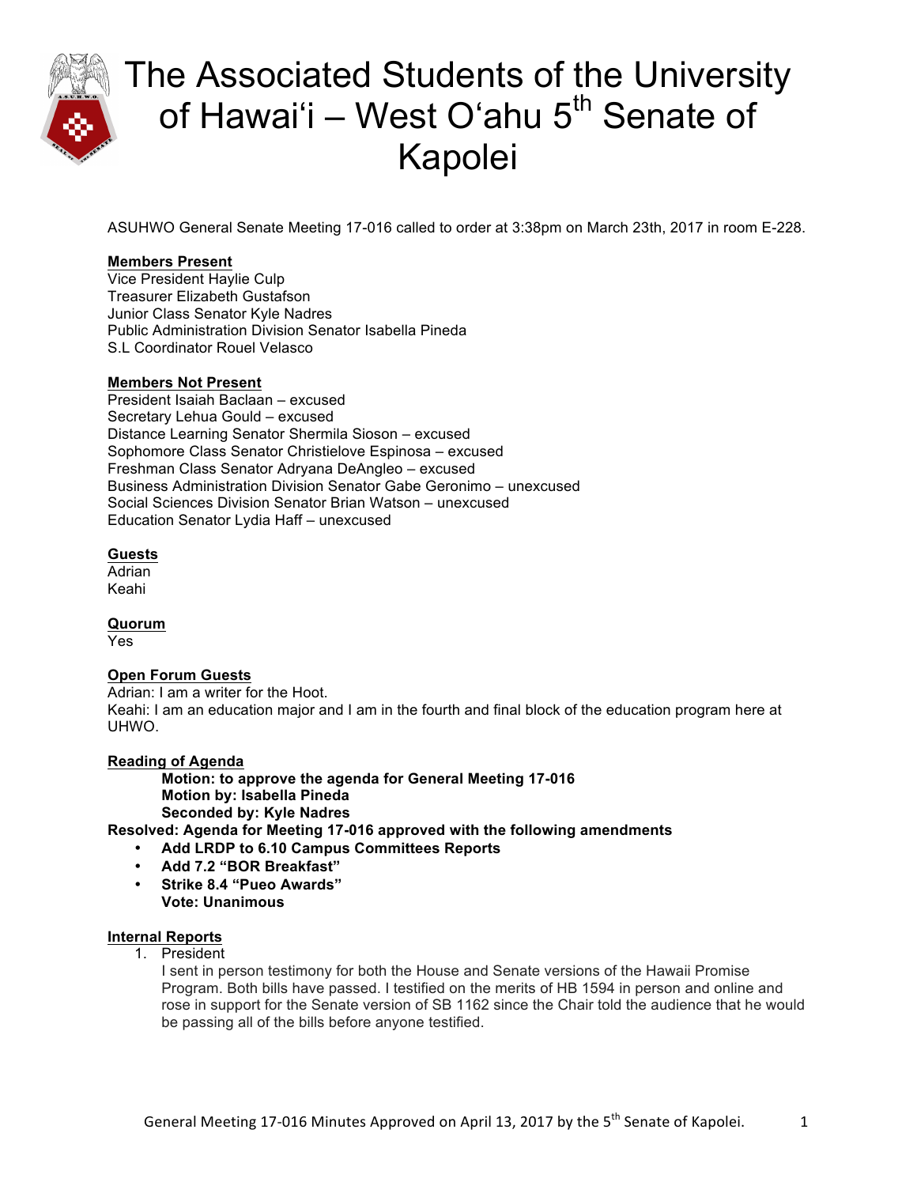# The Associated Students of the University of Hawai'i – West O'ahu 5th Senate of Kapolei

ASUHWO General Senate Meeting 17-016 called to order at 3:38pm on March 23th, 2017 in room E-228.

**Members Present**

Vice President Haylie Culp
Treasurer Elizabeth Gustafson
Junior Class Senator Kyle Nadres
Public Administration Division Senator Isabella Pineda
S.L Coordinator Rouel Velasco

**Members Not Present**

President Isaiah Baclaan – excused
Secretary Lehua Gould – excused
Distance Learning Senator Shermila Sioson – excused
Sophomore Class Senator Christielove Espinosa – excused
Freshman Class Senator Adryana DeAngleo – excused
Business Administration Division Senator Gabe Geronimo – unexcused
Social Sciences Division Senator Brian Watson – unexcused
Education Senator Lydia Haff – unexcused

**Guests**

Adrian
Keahi

**Quorum**

Yes

**Open Forum Guests**

Adrian: I am a writer for the Hoot.
Keahi: I am an education major and I am in the fourth and final block of the education program here at UHWO.

**Reading of Agenda**

**Motion: to approve the agenda for General Meeting 17-016**
**Motion by: Isabella Pineda**
**Seconded by: Kyle Nadres**

**Resolved: Agenda for Meeting 17-016 approved with the following amendments**

- **Add LRDP to 6.10 Campus Committees Reports**
- **Add 7.2 "BOR Breakfast"**
- **Strike 8.4 "Pueo Awards"**

**Vote: Unanimous**

**Internal Reports**

1. President

   I sent in person testimony for both the House and Senate versions of the Hawaii Promise Program. Both bills have passed. I testified on the merits of HB 1594 in person and online and rose in support for the Senate version of SB 1162 since the Chair told the audience that he would be passing all of the bills before anyone testified.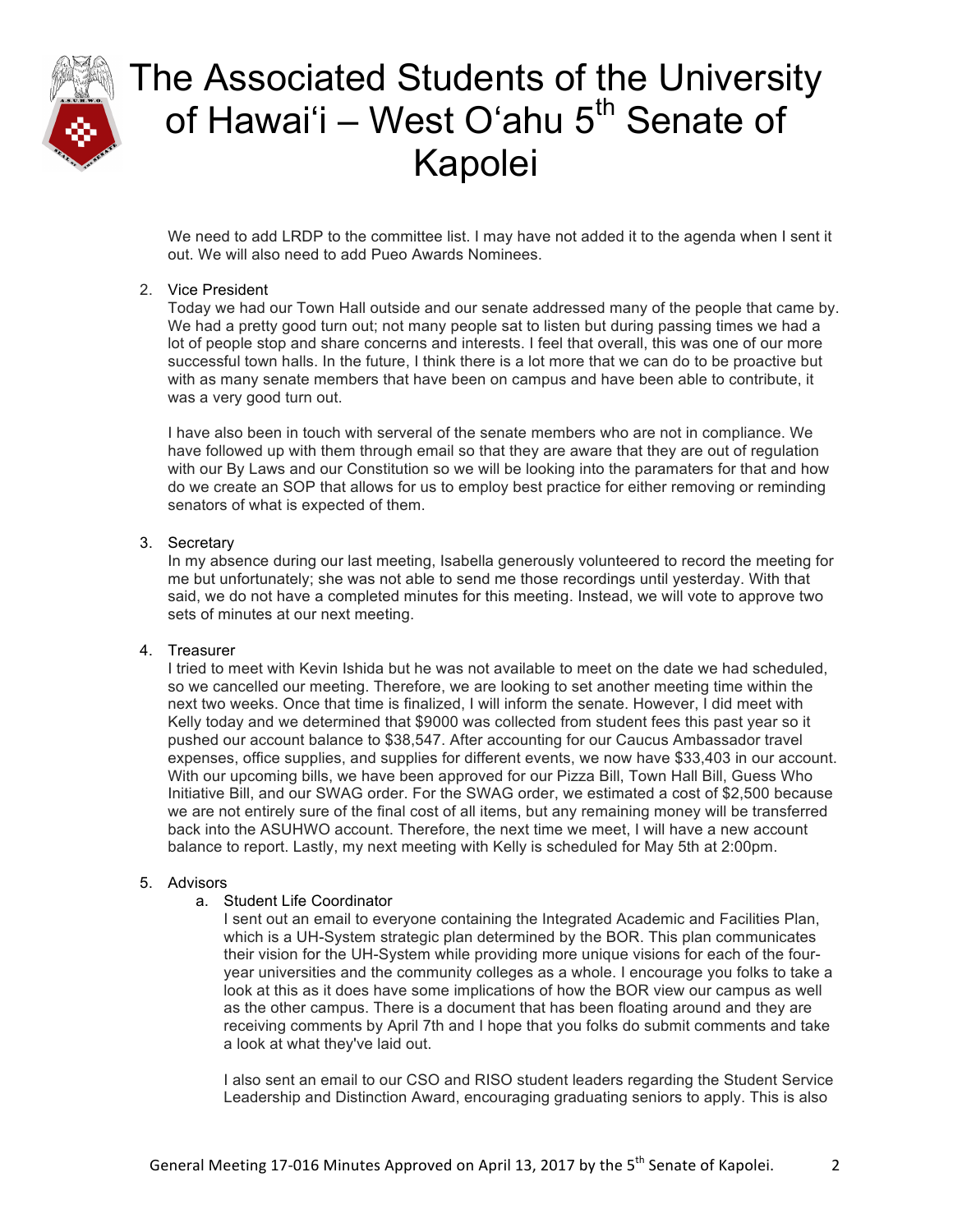We need to add LRDP to the committee list. I may have not added it to the agenda when I sent it out. We will also need to add Pueo Awards Nominees.

2. Vice President

   Today we had our Town Hall outside and our senate addressed many of the people that came by. We had a pretty good turn out; not many people sat to listen but during passing times we had a lot of people stop and share concerns and interests. I feel that overall, this was one of our more successful town halls. In the future, I think there is a lot more that we can do to be proactive but with as many senate members that have been on campus and have been able to contribute, it was a very good turn out.

   I have also been in touch with serveral of the senate members who are not in compliance. We have followed up with them through email so that they are aware that they are out of regulation with our By Laws and our Constitution so we will be looking into the paramaters for that and how do we create an SOP that allows for us to employ best practice for either removing or reminding senators of what is expected of them.

3. Secretary

   In my absence during our last meeting, Isabella generously volunteered to record the meeting for me but unfortunately; she was not able to send me those recordings until yesterday. With that said, we do not have a completed minutes for this meeting. Instead, we will vote to approve two sets of minutes at our next meeting.

4. Treasurer

   I tried to meet with Kevin Ishida but he was not available to meet on the date we had scheduled, so we cancelled our meeting. Therefore, we are looking to set another meeting time within the next two weeks. Once that time is finalized, I will inform the senate. However, I did meet with Kelly today and we determined that $9000 was collected from student fees this past year so it pushed our account balance to $38,547. After accounting for our Caucus Ambassador travel expenses, office supplies, and supplies for different events, we now have $33,403 in our account. With our upcoming bills, we have been approved for our Pizza Bill, Town Hall Bill, Guess Who Initiative Bill, and our SWAG order. For the SWAG order, we estimated a cost of $2,500 because we are not entirely sure of the final cost of all items, but any remaining money will be transferred back into the ASUHWO account. Therefore, the next time we meet, I will have a new account balance to report. Lastly, my next meeting with Kelly is scheduled for May 5th at 2:00pm.

5. Advisors

   a. Student Life Coordinator

      I sent out an email to everyone containing the Integrated Academic and Facilities Plan, which is a UH-System strategic plan determined by the BOR. This plan communicates their vision for the UH-System while providing more unique visions for each of the four-year universities and the community colleges as a whole. I encourage you folks to take a look at this as it does have some implications of how the BOR view our campus as well as the other campus. There is a document that has been floating around and they are receiving comments by April 7th and I hope that you folks do submit comments and take a look at what they've laid out.

      I also sent an email to our CSO and RISO student leaders regarding the Student Service Leadership and Distinction Award, encouraging graduating seniors to apply. This is also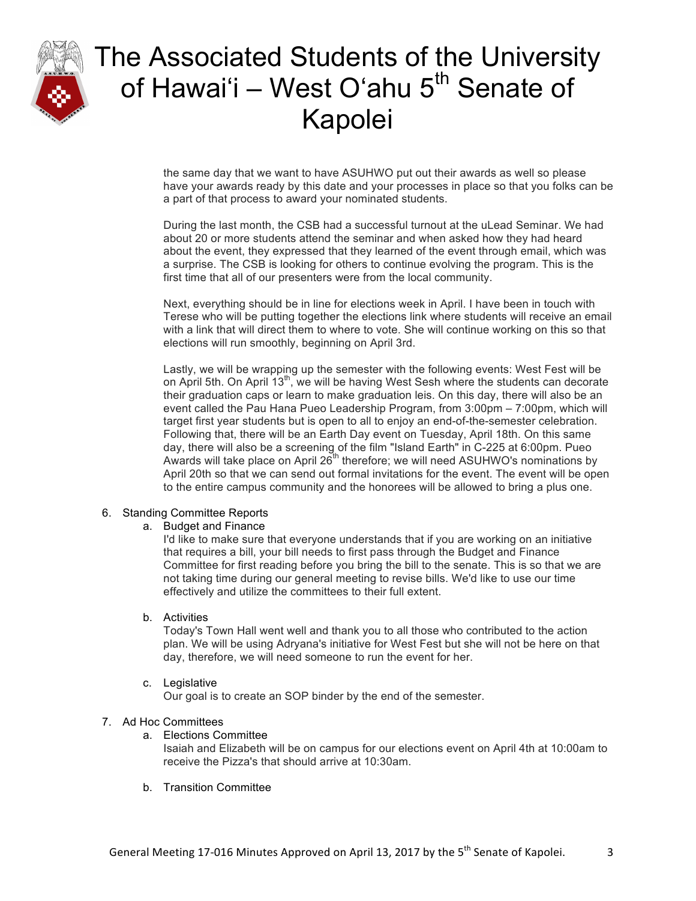the same day that we want to have ASUHWO put out their awards as well so please have your awards ready by this date and your processes in place so that you folks can be a part of that process to award your nominated students.

During the last month, the CSB had a successful turnout at the uLead Seminar. We had about 20 or more students attend the seminar and when asked how they had heard about the event, they expressed that they learned of the event through email, which was a surprise. The CSB is looking for others to continue evolving the program. This is the first time that all of our presenters were from the local community.

Next, everything should be in line for elections week in April. I have been in touch with Terese who will be putting together the elections link where students will receive an email with a link that will direct them to where to vote. She will continue working on this so that elections will run smoothly, beginning on April 3rd.

Lastly, we will be wrapping up the semester with the following events: West Fest will be on April 5th. On April 13th, we will be having West Sesh where the students can decorate their graduation caps or learn to make graduation leis. On this day, there will also be an event called the Pau Hana Pueo Leadership Program, from 3:00pm – 7:00pm, which will target first year students but is open to all to enjoy an end-of-the-semester celebration. Following that, there will be an Earth Day event on Tuesday, April 18th. On this same day, there will also be a screening of the film "Island Earth" in C-225 at 6:00pm. Pueo Awards will take place on April 26th therefore; we will need ASUHWO's nominations by April 20th so that we can send out formal invitations for the event. The event will be open to the entire campus community and the honorees will be allowed to bring a plus one.

6. Standing Committee Reports
   a. Budget and Finance
      I'd like to make sure that everyone understands that if you are working on an initiative that requires a bill, your bill needs to first pass through the Budget and Finance Committee for first reading before you bring the bill to the senate. This is so that we are not taking time during our general meeting to revise bills. We'd like to use our time effectively and utilize the committees to their full extent.

   b. Activities
      Today's Town Hall went well and thank you to all those who contributed to the action plan. We will be using Adryana's initiative for West Fest but she will not be here on that day, therefore, we will need someone to run the event for her.

   c. Legislative
      Our goal is to create an SOP binder by the end of the semester.

7. Ad Hoc Committees
   a. Elections Committee
      Isaiah and Elizabeth will be on campus for our elections event on April 4th at 10:00am to receive the Pizza's that should arrive at 10:30am.

   b. Transition Committee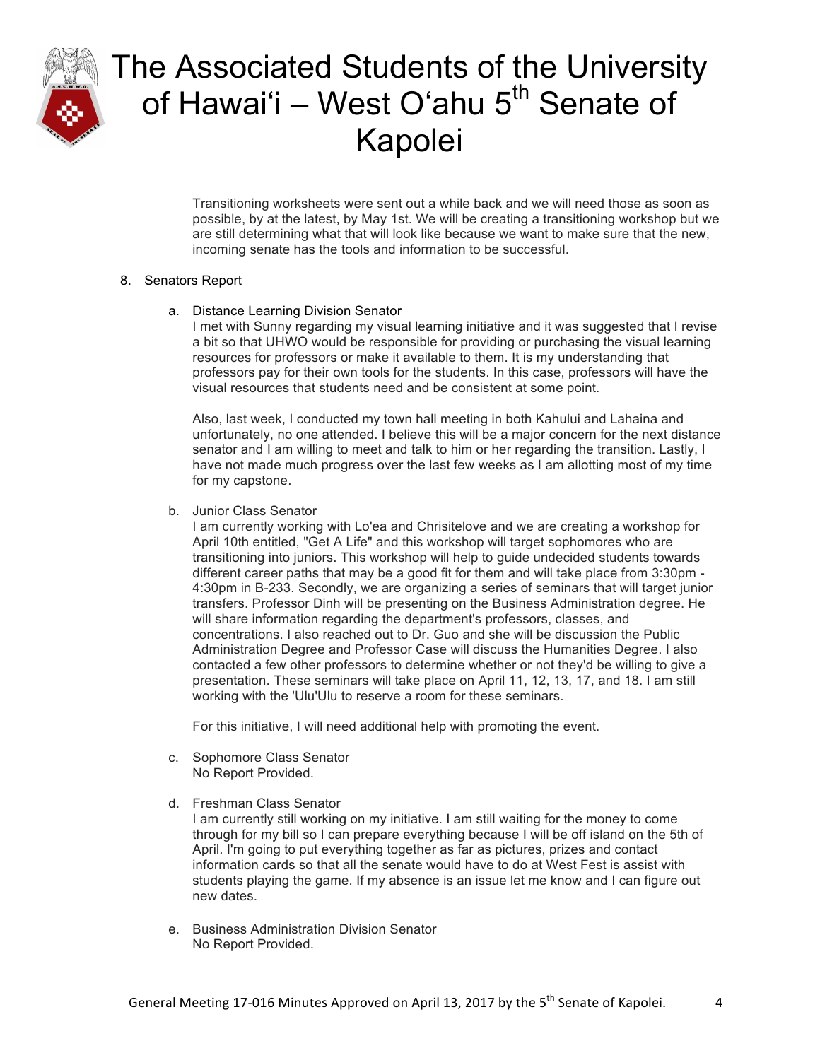Transitioning worksheets were sent out a while back and we will need those as soon as possible, by at the latest, by May 1st. We will be creating a transitioning workshop but we are still determining what that will look like because we want to make sure that the new, incoming senate has the tools and information to be successful.

8. Senators Report

   a. Distance Learning Division Senator
   I met with Sunny regarding my visual learning initiative and it was suggested that I revise a bit so that UHWO would be responsible for providing or purchasing the visual learning resources for professors or make it available to them. It is my understanding that professors pay for their own tools for the students. In this case, professors will have the visual resources that students need and be consistent at some point.

   Also, last week, I conducted my town hall meeting in both Kahului and Lahaina and unfortunately, no one attended. I believe this will be a major concern for the next distance senator and I am willing to meet and talk to him or her regarding the transition. Lastly, I have not made much progress over the last few weeks as I am allotting most of my time for my capstone.

   b. Junior Class Senator
   I am currently working with Lo'ea and Chrisitelove and we are creating a workshop for April 10th entitled, "Get A Life" and this workshop will target sophomores who are transitioning into juniors. This workshop will help to guide undecided students towards different career paths that may be a good fit for them and will take place from 3:30pm - 4:30pm in B-233. Secondly, we are organizing a series of seminars that will target junior transfers. Professor Dinh will be presenting on the Business Administration degree. He will share information regarding the department's professors, classes, and concentrations. I also reached out to Dr. Guo and she will be discussion the Public Administration Degree and Professor Case will discuss the Humanities Degree. I also contacted a few other professors to determine whether or not they'd be willing to give a presentation. These seminars will take place on April 11, 12, 13, 17, and 18. I am still working with the 'Ulu'Ulu to reserve a room for these seminars.

   For this initiative, I will need additional help with promoting the event.

   c. Sophomore Class Senator
   No Report Provided.

   d. Freshman Class Senator
   I am currently still working on my initiative. I am still waiting for the money to come through for my bill so I can prepare everything because I will be off island on the 5th of April. I'm going to put everything together as far as pictures, prizes and contact information cards so that all the senate would have to do at West Fest is assist with students playing the game. If my absence is an issue let me know and I can figure out new dates.

   e. Business Administration Division Senator
   No Report Provided.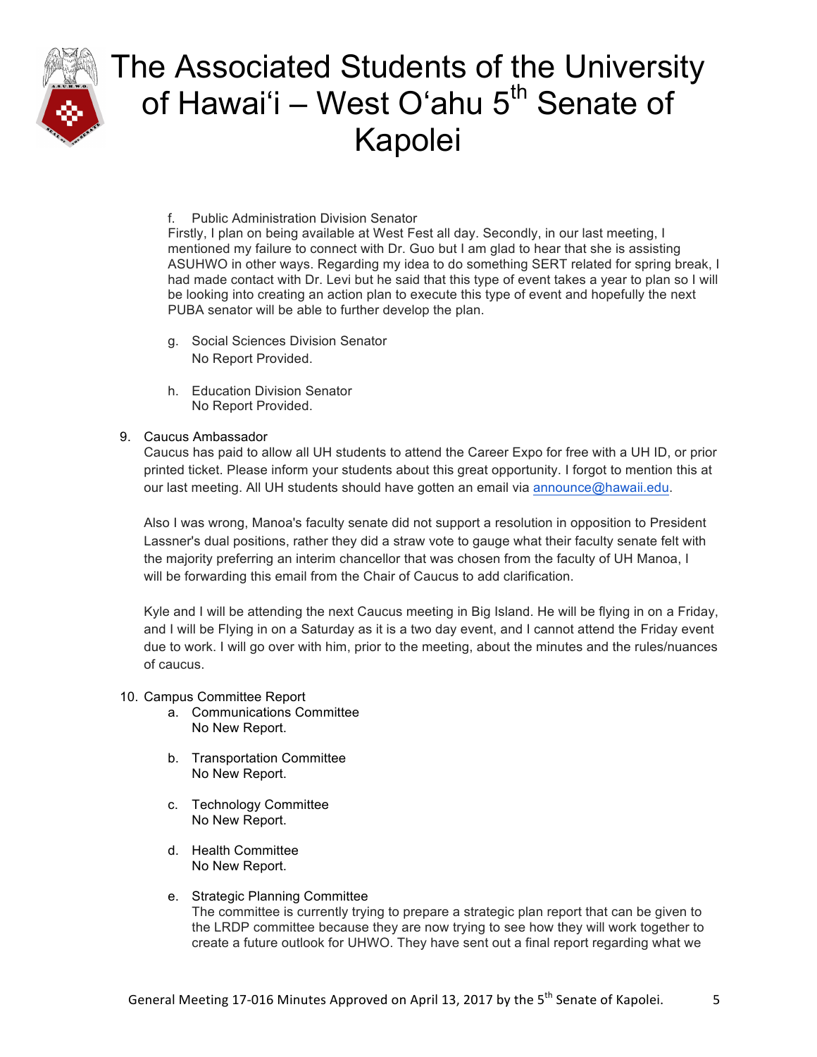f. Public Administration Division Senator
Firstly, I plan on being available at West Fest all day. Secondly, in our last meeting, I mentioned my failure to connect with Dr. Guo but I am glad to hear that she is assisting ASUHWO in other ways. Regarding my idea to do something SERT related for spring break, I had made contact with Dr. Levi but he said that this type of event takes a year to plan so I will be looking into creating an action plan to execute this type of event and hopefully the next PUBA senator will be able to further develop the plan.

g. Social Sciences Division Senator
No Report Provided.

h. Education Division Senator
No Report Provided.

9. Caucus Ambassador
Caucus has paid to allow all UH students to attend the Career Expo for free with a UH ID, or prior printed ticket. Please inform your students about this great opportunity. I forgot to mention this at our last meeting. All UH students should have gotten an email via announce@hawaii.edu.

Also I was wrong, Manoa's faculty senate did not support a resolution in opposition to President Lassner's dual positions, rather they did a straw vote to gauge what their faculty senate felt with the majority preferring an interim chancellor that was chosen from the faculty of UH Manoa, I will be forwarding this email from the Chair of Caucus to add clarification.

Kyle and I will be attending the next Caucus meeting in Big Island. He will be flying in on a Friday, and I will be Flying in on a Saturday as it is a two day event, and I cannot attend the Friday event due to work. I will go over with him, prior to the meeting, about the minutes and the rules/nuances of caucus.

10. Campus Committee Report
a. Communications Committee
No New Report.

b. Transportation Committee
No New Report.

c. Technology Committee
No New Report.

d. Health Committee
No New Report.

e. Strategic Planning Committee
The committee is currently trying to prepare a strategic plan report that can be given to the LRDP committee because they are now trying to see how they will work together to create a future outlook for UHWO. They have sent out a final report regarding what we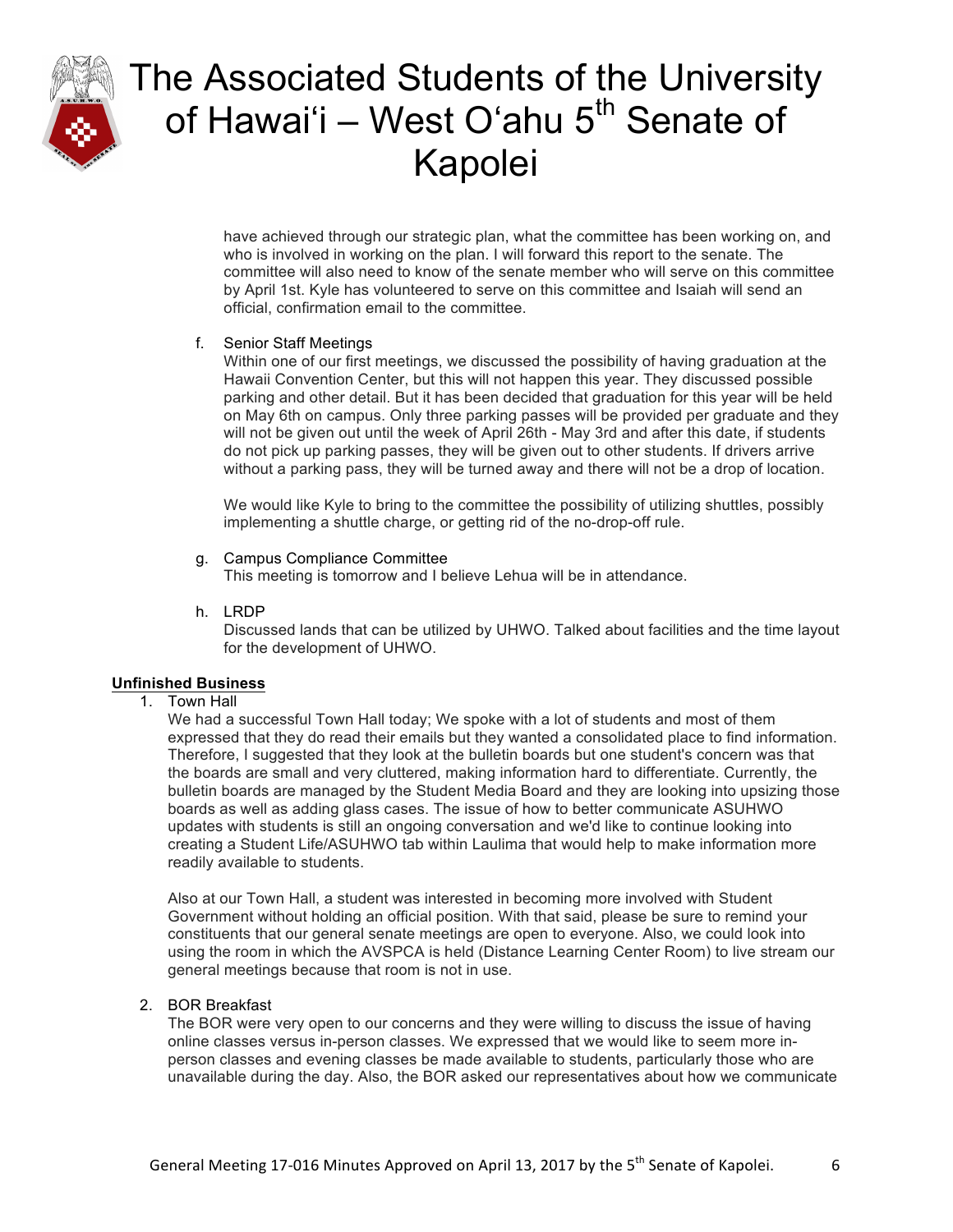have achieved through our strategic plan, what the committee has been working on, and who is involved in working on the plan. I will forward this report to the senate. The committee will also need to know of the senate member who will serve on this committee by April 1st. Kyle has volunteered to serve on this committee and Isaiah will send an official, confirmation email to the committee.

f. Senior Staff Meetings

Within one of our first meetings, we discussed the possibility of having graduation at the Hawaii Convention Center, but this will not happen this year. They discussed possible parking and other detail. But it has been decided that graduation for this year will be held on May 6th on campus. Only three parking passes will be provided per graduate and they will not be given out until the week of April 26th - May 3rd and after this date, if students do not pick up parking passes, they will be given out to other students. If drivers arrive without a parking pass, they will be turned away and there will not be a drop of location.

We would like Kyle to bring to the committee the possibility of utilizing shuttles, possibly implementing a shuttle charge, or getting rid of the no-drop-off rule.

g. Campus Compliance Committee

This meeting is tomorrow and I believe Lehua will be in attendance.

h. LRDP

Discussed lands that can be utilized by UHWO. Talked about facilities and the time layout for the development of UHWO.

**Unfinished Business**

1. Town Hall

   We had a successful Town Hall today; We spoke with a lot of students and most of them expressed that they do read their emails but they wanted a consolidated place to find information. Therefore, I suggested that they look at the bulletin boards but one student's concern was that the boards are small and very cluttered, making information hard to differentiate. Currently, the bulletin boards are managed by the Student Media Board and they are looking into upsizing those boards as well as adding glass cases. The issue of how to better communicate ASUHWO updates with students is still an ongoing conversation and we'd like to continue looking into creating a Student Life/ASUHWO tab within Laulima that would help to make information more readily available to students.

   Also at our Town Hall, a student was interested in becoming more involved with Student Government without holding an official position. With that said, please be sure to remind your constituents that our general senate meetings are open to everyone. Also, we could look into using the room in which the AVSPCA is held (Distance Learning Center Room) to live stream our general meetings because that room is not in use.

2. BOR Breakfast

   The BOR were very open to our concerns and they were willing to discuss the issue of having online classes versus in-person classes. We expressed that we would like to seem more in-person classes and evening classes be made available to students, particularly those who are unavailable during the day. Also, the BOR asked our representatives about how we communicate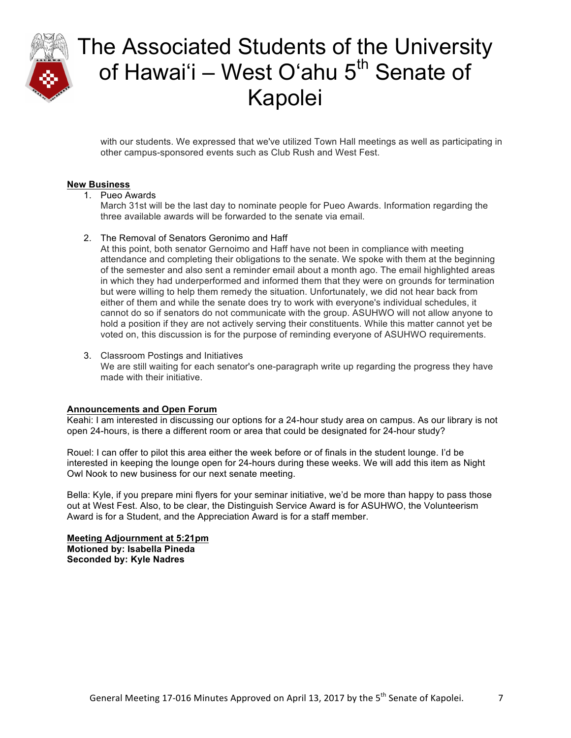with our students. We expressed that we've utilized Town Hall meetings as well as participating in other campus-sponsored events such as Club Rush and West Fest.

**New Business**

1. Pueo Awards
   March 31st will be the last day to nominate people for Pueo Awards. Information regarding the three available awards will be forwarded to the senate via email.

2. The Removal of Senators Geronimo and Haff
   At this point, both senator Gernoimo and Haff have not been in compliance with meeting attendance and completing their obligations to the senate. We spoke with them at the beginning of the semester and also sent a reminder email about a month ago. The email highlighted areas in which they had underperformed and informed them that they were on grounds for termination but were willing to help them remedy the situation. Unfortunately, we did not hear back from either of them and while the senate does try to work with everyone's individual schedules, it cannot do so if senators do not communicate with the group. ASUHWO will not allow anyone to hold a position if they are not actively serving their constituents. While this matter cannot yet be voted on, this discussion is for the purpose of reminding everyone of ASUHWO requirements.

3. Classroom Postings and Initiatives
   We are still waiting for each senator's one-paragraph write up regarding the progress they have made with their initiative.

**Announcements and Open Forum**

Keahi: I am interested in discussing our options for a 24-hour study area on campus. As our library is not open 24-hours, is there a different room or area that could be designated for 24-hour study?

Rouel: I can offer to pilot this area either the week before or of finals in the student lounge. I'd be interested in keeping the lounge open for 24-hours during these weeks. We will add this item as Night Owl Nook to new business for our next senate meeting.

Bella: Kyle, if you prepare mini flyers for your seminar initiative, we'd be more than happy to pass those out at West Fest. Also, to be clear, the Distinguish Service Award is for ASUHWO, the Volunteerism Award is for a Student, and the Appreciation Award is for a staff member.

**Meeting Adjournment at 5:21pm**
**Motioned by: Isabella Pineda**
**Seconded by: Kyle Nadres**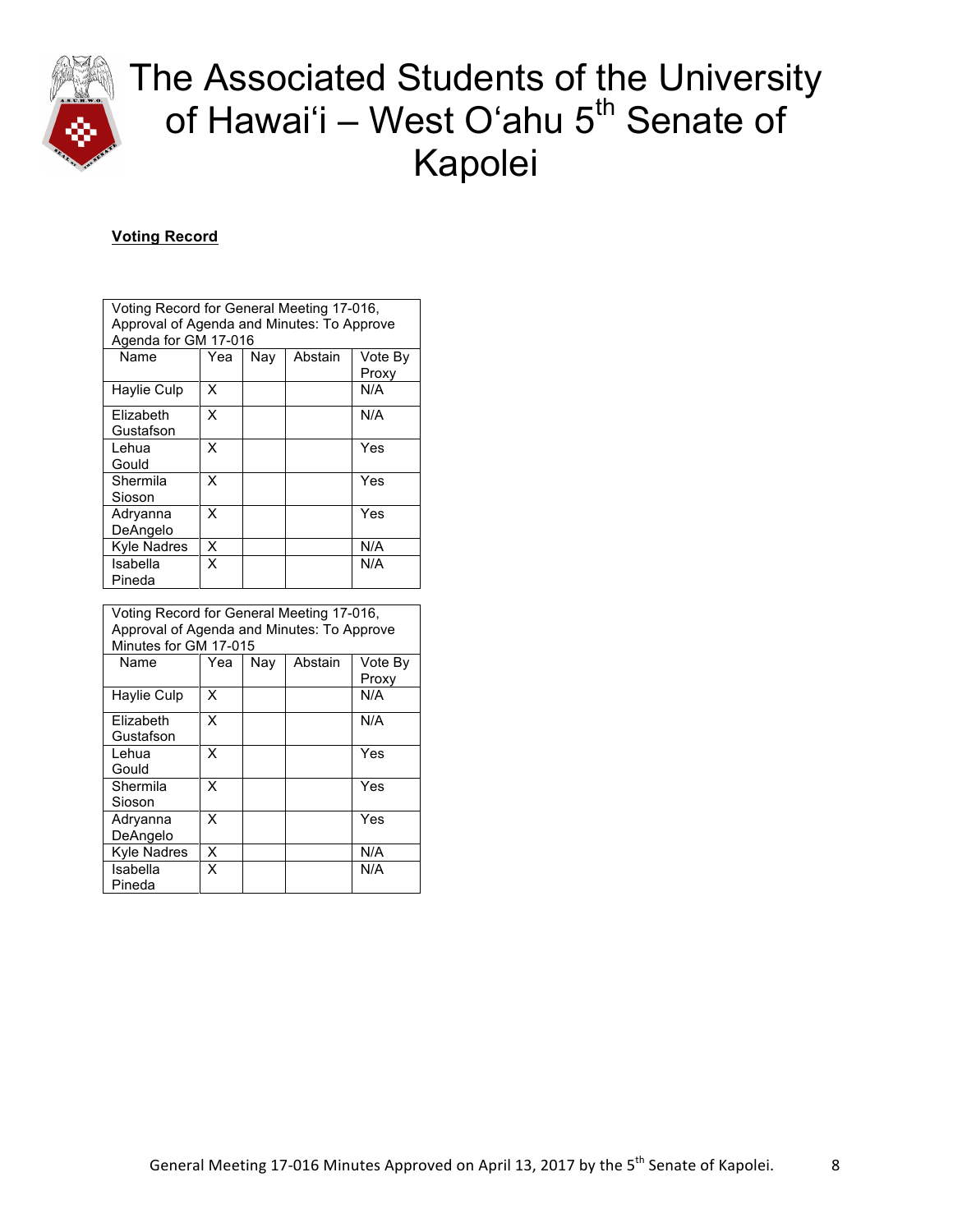# The Associated Students of the University of Hawai'i – West O'ahu 5th Senate of Kapolei

**Voting Record**

| Voting Record for General Meeting 17-016, Approval of Agenda and Minutes: To Approve Agenda for GM 17-016 | | | | |
|---|---|---|---|---|
| Name | Yea | Nay | Abstain | Vote By Proxy |
| Haylie Culp | X | | | N/A |
| Elizabeth Gustafson | X | | | N/A |
| Lehua Gould | X | | | Yes |
| Shermila Sioson | X | | | Yes |
| Adryanna DeAngelo | X | | | Yes |
| Kyle Nadres | X | | | N/A |
| Isabella Pineda | X | | | N/A |

| Voting Record for General Meeting 17-016, Approval of Agenda and Minutes: To Approve Minutes for GM 17-015 | | | | |
|---|---|---|---|---|
| Name | Yea | Nay | Abstain | Vote By Proxy |
| Haylie Culp | X | | | N/A |
| Elizabeth Gustafson | X | | | N/A |
| Lehua Gould | X | | | Yes |
| Shermila Sioson | X | | | Yes |
| Adryanna DeAngelo | X | | | Yes |
| Kyle Nadres | X | | | N/A |
| Isabella Pineda | X | | | N/A |